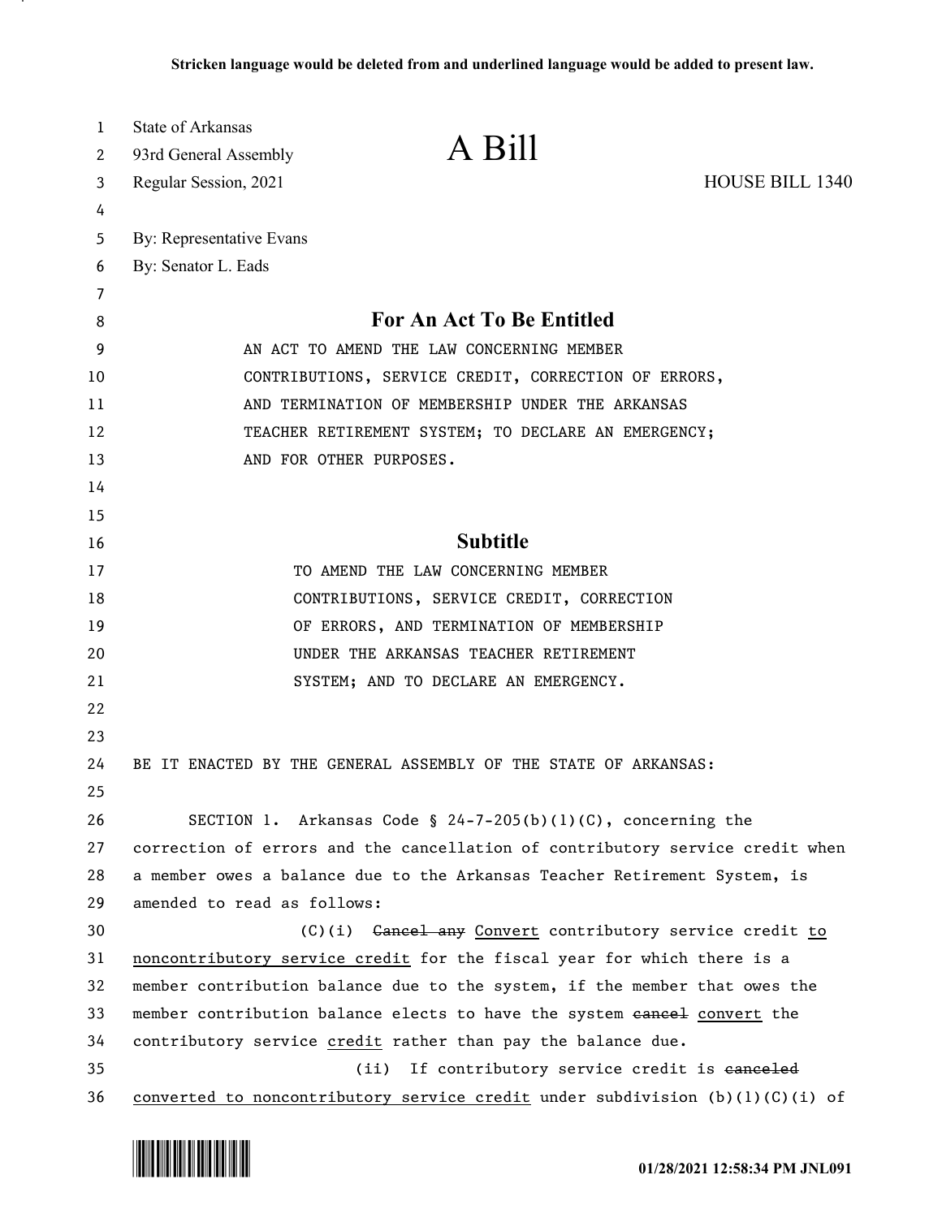Stricken language would be deleted from and underlined language would be added to present law.

State of Arkansas
93rd General Assembly
Regular Session, 2021

# A Bill

HOUSE BILL 1340

By: Representative Evans
By: Senator L. Eads

## For An Act To Be Entitled

AN ACT TO AMEND THE LAW CONCERNING MEMBER CONTRIBUTIONS, SERVICE CREDIT, CORRECTION OF ERRORS, AND TERMINATION OF MEMBERSHIP UNDER THE ARKANSAS TEACHER RETIREMENT SYSTEM; TO DECLARE AN EMERGENCY; AND FOR OTHER PURPOSES.

## Subtitle

TO AMEND THE LAW CONCERNING MEMBER CONTRIBUTIONS, SERVICE CREDIT, CORRECTION OF ERRORS, AND TERMINATION OF MEMBERSHIP UNDER THE ARKANSAS TEACHER RETIREMENT SYSTEM; AND TO DECLARE AN EMERGENCY.

BE IT ENACTED BY THE GENERAL ASSEMBLY OF THE STATE OF ARKANSAS:

SECTION 1. Arkansas Code § 24-7-205(b)(1)(C), concerning the correction of errors and the cancellation of contributory service credit when a member owes a balance due to the Arkansas Teacher Retirement System, is amended to read as follows:

(C)(i) ~~Cancel any~~ <u>Convert</u> contributory service credit <u>to noncontributory service credit</u> for the fiscal year for which there is a member contribution balance due to the system, if the member that owes the member contribution balance elects to have the system ~~cancel~~ <u>convert</u> the contributory service <u>credit</u> rather than pay the balance due.

(ii) If contributory service credit is ~~canceled~~ <u>converted to noncontributory service credit</u> under subdivision (b)(1)(C)(i) of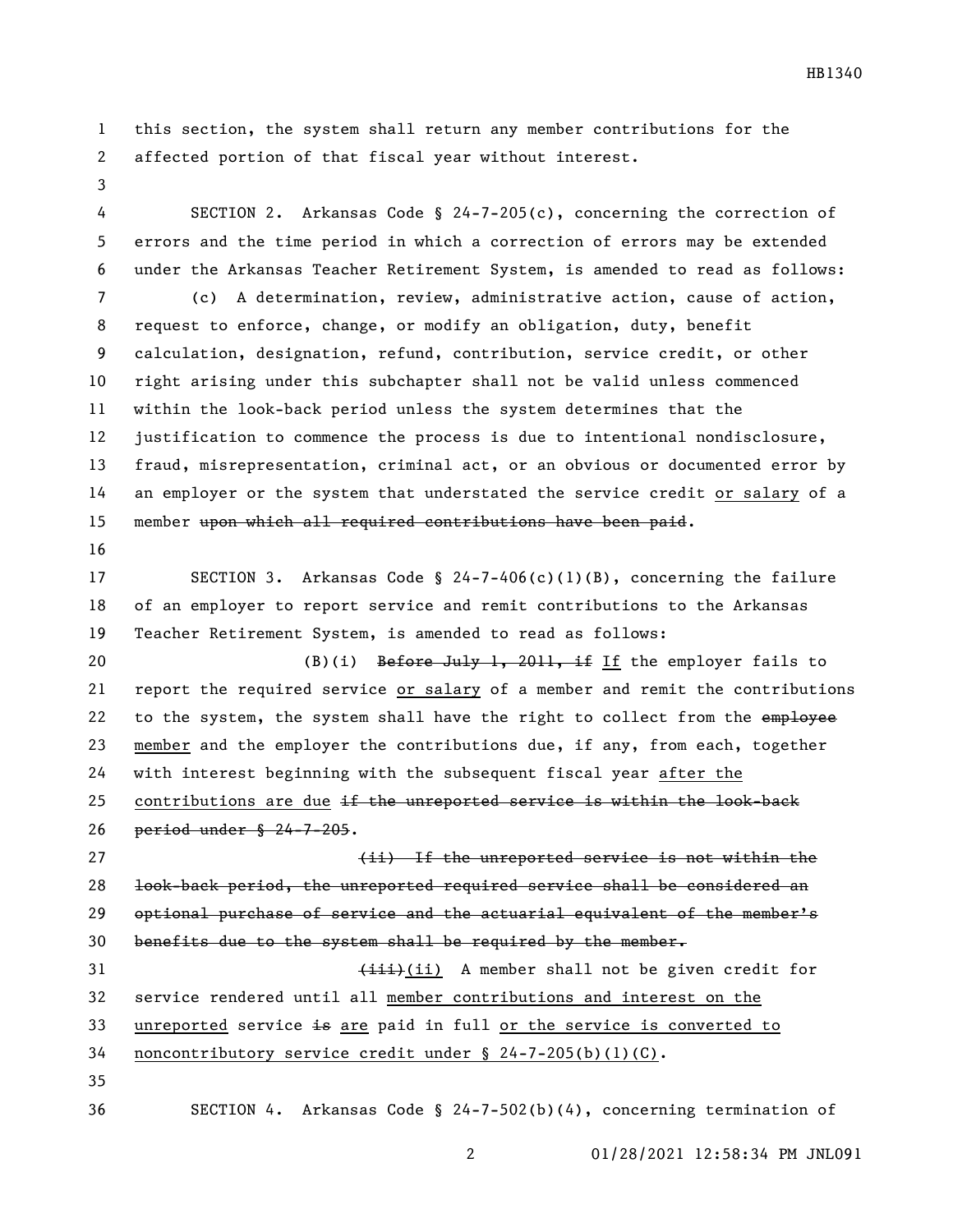this section, the system shall return any member contributions for the affected portion of that fiscal year without interest.

SECTION 2. Arkansas Code § 24-7-205(c), concerning the correction of errors and the time period in which a correction of errors may be extended under the Arkansas Teacher Retirement System, is amended to read as follows:

(c) A determination, review, administrative action, cause of action, request to enforce, change, or modify an obligation, duty, benefit calculation, designation, refund, contribution, service credit, or other right arising under this subchapter shall not be valid unless commenced within the look-back period unless the system determines that the justification to commence the process is due to intentional nondisclosure, fraud, misrepresentation, criminal act, or an obvious or documented error by an employer or the system that understated the service credit <u>or salary</u> of a member ~~upon which all required contributions have been paid~~.

SECTION 3. Arkansas Code § 24-7-406(c)(1)(B), concerning the failure of an employer to report service and remit contributions to the Arkansas Teacher Retirement System, is amended to read as follows:

(B)(i) ~~Before July 1, 2011, if~~ <u>If</u> the employer fails to report the required service <u>or salary</u> of a member and remit the contributions to the system, the system shall have the right to collect from the ~~employee~~ <u>member</u> and the employer the contributions due, if any, from each, together with interest beginning with the subsequent fiscal year <u>after the contributions are due</u> ~~if the unreported service is within the look-back period under § 24-7-205~~.

~~(ii) If the unreported service is not within the look-back period, the unreported required service shall be considered an optional purchase of service and the actuarial equivalent of the member's benefits due to the system shall be required by the member.~~

~~(iii)~~<u>(ii)</u> A member shall not be given credit for service rendered until all <u>member contributions and interest on the unreported</u> service ~~is~~ <u>are</u> paid in full <u>or the service is converted to noncontributory service credit under § 24-7-205(b)(1)(C)</u>.

SECTION 4. Arkansas Code § 24-7-502(b)(4), concerning termination of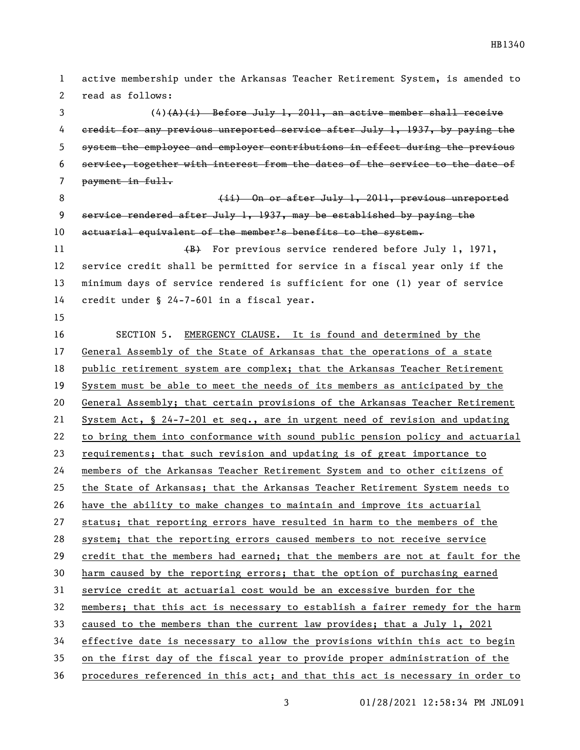active membership under the Arkansas Teacher Retirement System, is amended to read as follows:

(4)~~(A)(i) Before July 1, 2011, an active member shall receive credit for any previous unreported service after July 1, 1937, by paying the system the employee and employer contributions in effect during the previous service, together with interest from the dates of the service to the date of payment in full.~~

~~(ii) On or after July 1, 2011, previous unreported service rendered after July 1, 1937, may be established by paying the actuarial equivalent of the member's benefits to the system.~~

~~(B)~~ For previous service rendered before July 1, 1971, service credit shall be permitted for service in a fiscal year only if the minimum days of service rendered is sufficient for one (1) year of service credit under § 24-7-601 in a fiscal year.

SECTION 5. EMERGENCY CLAUSE. It is found and determined by the General Assembly of the State of Arkansas that the operations of a state public retirement system are complex; that the Arkansas Teacher Retirement System must be able to meet the needs of its members as anticipated by the General Assembly; that certain provisions of the Arkansas Teacher Retirement System Act, § 24-7-201 et seq., are in urgent need of revision and updating to bring them into conformance with sound public pension policy and actuarial requirements; that such revision and updating is of great importance to members of the Arkansas Teacher Retirement System and to other citizens of the State of Arkansas; that the Arkansas Teacher Retirement System needs to have the ability to make changes to maintain and improve its actuarial status; that reporting errors have resulted in harm to the members of the system; that the reporting errors caused members to not receive service credit that the members had earned; that the members are not at fault for the harm caused by the reporting errors; that the option of purchasing earned service credit at actuarial cost would be an excessive burden for the members; that this act is necessary to establish a fairer remedy for the harm caused to the members than the current law provides; that a July 1, 2021 effective date is necessary to allow the provisions within this act to begin on the first day of the fiscal year to provide proper administration of the procedures referenced in this act; and that this act is necessary in order to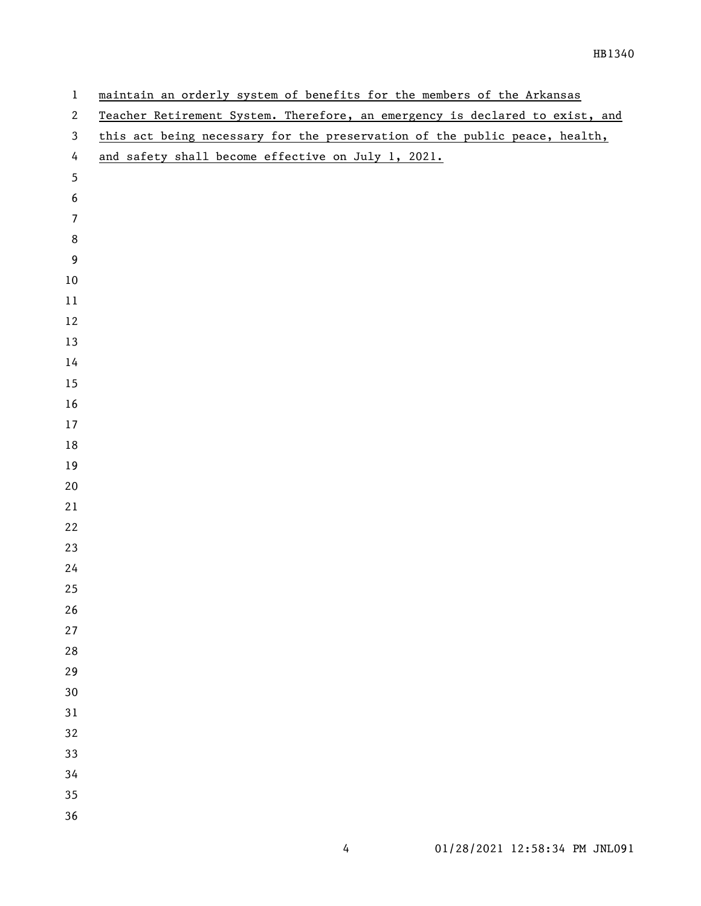<u>maintain an orderly system of benefits for the members of the Arkansas Teacher Retirement System. Therefore, an emergency is declared to exist, and this act being necessary for the preservation of the public peace, health, and safety shall become effective on July 1, 2021.</u>